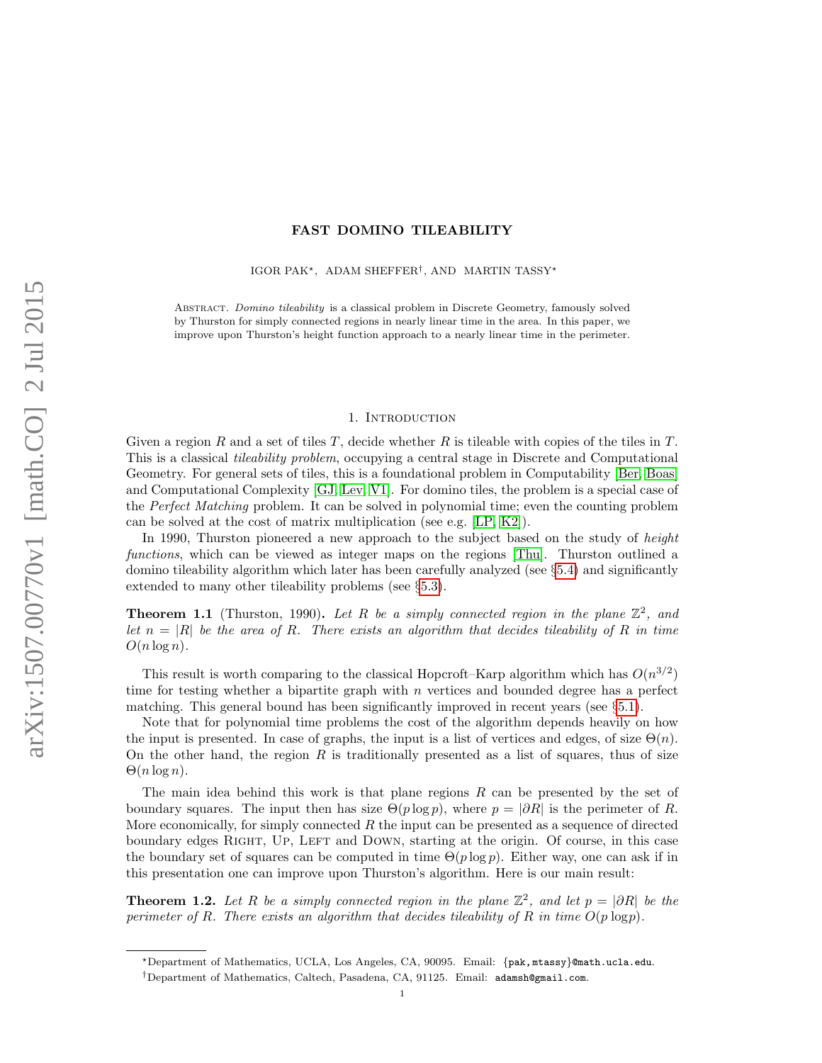# FAST DOMINO TILEABILITY

IGOR PAK*, ADAM SHEFFER†, AND MARTIN TASSY*

Abstract. *Domino tileability* is a classical problem in Discrete Geometry, famously solved by Thurston for simply connected regions in nearly linear time in the area. In this paper, we improve upon Thurston's height function approach to a nearly linear time in the perimeter.

## 1. Introduction

Given a region $R$ and a set of tiles $T$, decide whether $R$ is tileable with copies of the tiles in $T$. This is a classical *tileability problem*, occupying a central stage in Discrete and Computational Geometry. For general sets of tiles, this is a foundational problem in Computability [Ber, Boas] and Computational Complexity [GJ, Lev, V1]. For domino tiles, the problem is a special case of the *Perfect Matching* problem. It can be solved in polynomial time; even the counting problem can be solved at the cost of matrix multiplication (see e.g. [LP, K2]).

In 1990, Thurston pioneered a new approach to the subject based on the study of *height functions*, which can be viewed as integer maps on the regions [Thu]. Thurston outlined a domino tileability algorithm which later has been carefully analyzed (see §5.4) and significantly extended to many other tileability problems (see §5.3).

**Theorem 1.1** (Thurston, 1990)**.** *Let $R$ be a simply connected region in the plane $\mathbb{Z}^2$, and let $n = |R|$ be the area of $R$. There exists an algorithm that decides tileability of $R$ in time $O(n \log n)$.*

This result is worth comparing to the classical Hopcroft–Karp algorithm which has $O(n^{3/2})$ time for testing whether a bipartite graph with $n$ vertices and bounded degree has a perfect matching. This general bound has been significantly improved in recent years (see §5.1).

Note that for polynomial time problems the cost of the algorithm depends heavily on how the input is presented. In case of graphs, the input is a list of vertices and edges, of size $\Theta(n)$. On the other hand, the region $R$ is traditionally presented as a list of squares, thus of size $\Theta(n \log n)$.

The main idea behind this work is that plane regions $R$ can be presented by the set of boundary squares. The input then has size $\Theta(p \log p)$, where $p = |\partial R|$ is the perimeter of $R$. More economically, for simply connected $R$ the input can be presented as a sequence of directed boundary edges Right, Up, Left and Down, starting at the origin. Of course, in this case the boundary set of squares can be computed in time $\Theta(p \log p)$. Either way, one can ask if in this presentation one can improve upon Thurston's algorithm. Here is our main result:

**Theorem 1.2.** *Let $R$ be a simply connected region in the plane $\mathbb{Z}^2$, and let $p = |\partial R|$ be the perimeter of $R$. There exists an algorithm that decides tileability of $R$ in time $O(p \log p)$.*

---

*Department of Mathematics, UCLA, Los Angeles, CA, 90095. Email: {pak,mtassy}@math.ucla.edu.

†Department of Mathematics, Caltech, Pasadena, CA, 91125. Email: adamsh@gmail.com.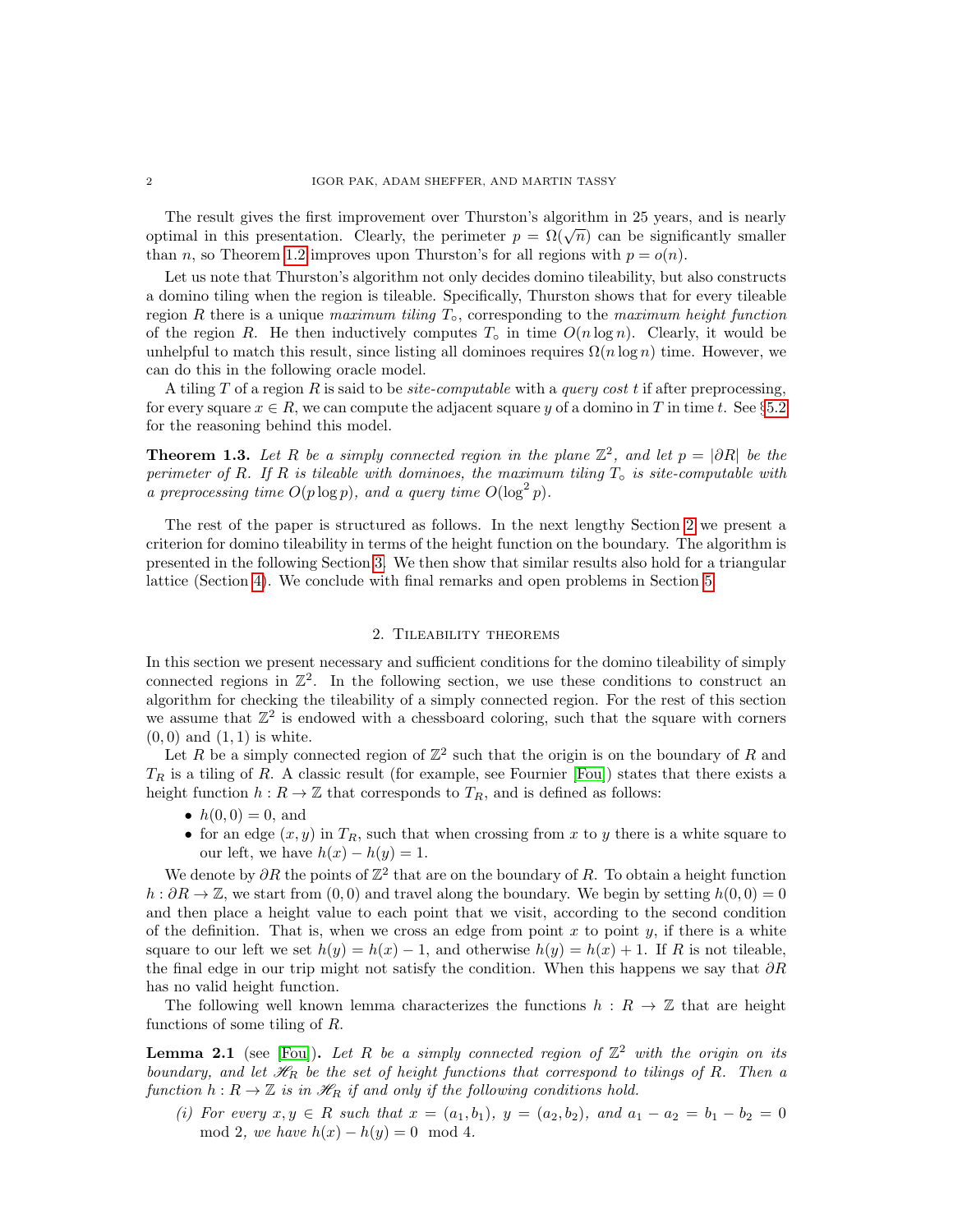The result gives the first improvement over Thurston's algorithm in 25 years, and is nearly optimal in this presentation. Clearly, the perimeter $p = \Omega(\sqrt{n})$ can be significantly smaller than $n$, so Theorem 1.2 improves upon Thurston's for all regions with $p = o(n)$.

Let us note that Thurston's algorithm not only decides domino tileability, but also constructs a domino tiling when the region is tileable. Specifically, Thurston shows that for every tileable region $R$ there is a unique *maximum tiling* $T_\circ$, corresponding to the *maximum height function* of the region $R$. He then inductively computes $T_\circ$ in time $O(n \log n)$. Clearly, it would be unhelpful to match this result, since listing all dominoes requires $\Omega(n \log n)$ time. However, we can do this in the following oracle model.

A tiling $T$ of a region $R$ is said to be *site-computable* with a *query cost* $t$ if after preprocessing, for every square $x \in R$, we can compute the adjacent square $y$ of a domino in $T$ in time $t$. See §5.2 for the reasoning behind this model.

**Theorem 1.3.** *Let $R$ be a simply connected region in the plane $\mathbb{Z}^2$, and let $p = |\partial R|$ be the perimeter of $R$. If $R$ is tileable with dominoes, the maximum tiling $T_\circ$ is site-computable with a preprocessing time $O(p \log p)$, and a query time $O(\log^2 p)$.*

The rest of the paper is structured as follows. In the next lengthy Section 2 we present a criterion for domino tileability in terms of the height function on the boundary. The algorithm is presented in the following Section 3. We then show that similar results also hold for a triangular lattice (Section 4). We conclude with final remarks and open problems in Section 5.

## 2. Tileability theorems

In this section we present necessary and sufficient conditions for the domino tileability of simply connected regions in $\mathbb{Z}^2$. In the following section, we use these conditions to construct an algorithm for checking the tileability of a simply connected region. For the rest of this section we assume that $\mathbb{Z}^2$ is endowed with a chessboard coloring, such that the square with corners $(0, 0)$ and $(1, 1)$ is white.

Let $R$ be a simply connected region of $\mathbb{Z}^2$ such that the origin is on the boundary of $R$ and $T_R$ is a tiling of $R$. A classic result (for example, see Fournier [Fou]) states that there exists a height function $h : R \to \mathbb{Z}$ that corresponds to $T_R$, and is defined as follows:

- $h(0, 0) = 0$, and
- for an edge $(x, y)$ in $T_R$, such that when crossing from $x$ to $y$ there is a white square to our left, we have $h(x) - h(y) = 1$.

We denote by $\partial R$ the points of $\mathbb{Z}^2$ that are on the boundary of $R$. To obtain a height function $h : \partial R \to \mathbb{Z}$, we start from $(0, 0)$ and travel along the boundary. We begin by setting $h(0, 0) = 0$ and then place a height value to each point that we visit, according to the second condition of the definition. That is, when we cross an edge from point $x$ to point $y$, if there is a white square to our left we set $h(y) = h(x) - 1$, and otherwise $h(y) = h(x) + 1$. If $R$ is not tileable, the final edge in our trip might not satisfy the condition. When this happens we say that $\partial R$ has no valid height function.

The following well known lemma characterizes the functions $h : R \to \mathbb{Z}$ that are height functions of some tiling of $R$.

**Lemma 2.1** (see [Fou]). *Let $R$ be a simply connected region of $\mathbb{Z}^2$ with the origin on its boundary, and let $\mathscr{H}_R$ be the set of height functions that correspond to tilings of $R$. Then a function $h : R \to \mathbb{Z}$ is in $\mathscr{H}_R$ if and only if the following conditions hold.*

*(i) For every $x, y \in R$ such that $x = (a_1, b_1)$, $y = (a_2, b_2)$, and $a_1 - a_2 = b_1 - b_2 = 0 \mod 2$, we have $h(x) - h(y) = 0 \mod 4$.*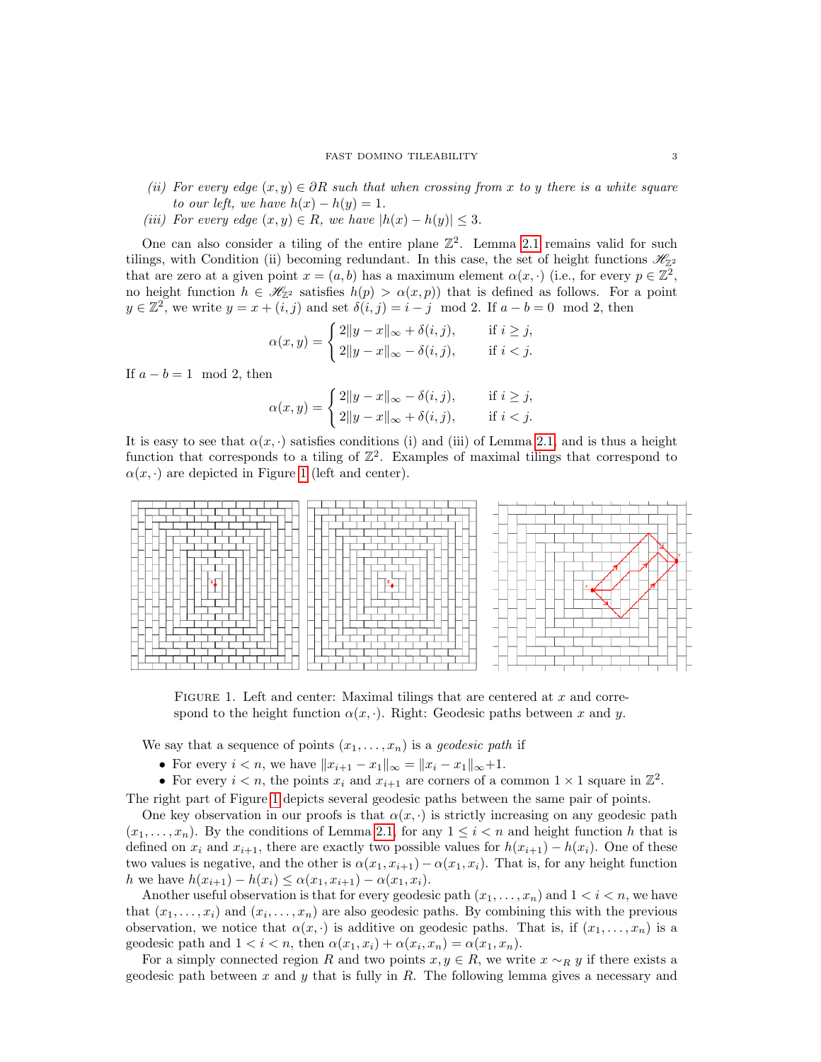*(ii) For every edge $(x, y) \in \partial R$ such that when crossing from $x$ to $y$ there is a white square to our left, we have $h(x) - h(y) = 1$.*

*(iii) For every edge $(x, y) \in R$, we have $|h(x) - h(y)| \leq 3$.*

One can also consider a tiling of the entire plane $\mathbb{Z}^2$. Lemma 2.1 remains valid for such tilings, with Condition (ii) becoming redundant. In this case, the set of height functions $\mathscr{H}_{\mathbb{Z}^2}$ that are zero at a given point $x = (a, b)$ has a maximum element $\alpha(x, \cdot)$ (i.e., for every $p \in \mathbb{Z}^2$, no height function $h \in \mathscr{H}_{\mathbb{Z}^2}$ satisfies $h(p) > \alpha(x, p)$) that is defined as follows. For a point $y \in \mathbb{Z}^2$, we write $y = x + (i, j)$ and set $\delta(i, j) = i - j \mod 2$. If $a - b = 0 \mod 2$, then

$$\alpha(x, y) = \begin{cases} 2\|y - x\|_\infty + \delta(i, j), & \text{if } i \geq j, \\ 2\|y - x\|_\infty - \delta(i, j), & \text{if } i < j. \end{cases}$$

If $a - b = 1 \mod 2$, then

$$\alpha(x, y) = \begin{cases} 2\|y - x\|_\infty - \delta(i, j), & \text{if } i \geq j, \\ 2\|y - x\|_\infty + \delta(i, j), & \text{if } i < j. \end{cases}$$

It is easy to see that $\alpha(x, \cdot)$ satisfies conditions (i) and (iii) of Lemma 2.1, and is thus a height function that corresponds to a tiling of $\mathbb{Z}^2$. Examples of maximal tilings that correspond to $\alpha(x, \cdot)$ are depicted in Figure 1 (left and center).

FIGURE 1. Left and center: Maximal tilings that are centered at $x$ and correspond to the height function $\alpha(x, \cdot)$. Right: Geodesic paths between $x$ and $y$.

We say that a sequence of points $(x_1, \ldots, x_n)$ is a *geodesic path* if

- For every $i < n$, we have $\|x_{i+1} - x_1\|_\infty = \|x_i - x_1\|_\infty + 1$.
- For every $i < n$, the points $x_i$ and $x_{i+1}$ are corners of a common $1 \times 1$ square in $\mathbb{Z}^2$.

The right part of Figure 1 depicts several geodesic paths between the same pair of points.

One key observation in our proofs is that $\alpha(x, \cdot)$ is strictly increasing on any geodesic path $(x_1, \ldots, x_n)$. By the conditions of Lemma 2.1, for any $1 \leq i < n$ and height function $h$ that is defined on $x_i$ and $x_{i+1}$, there are exactly two possible values for $h(x_{i+1}) - h(x_i)$. One of these two values is negative, and the other is $\alpha(x_1, x_{i+1}) - \alpha(x_1, x_i)$. That is, for any height function $h$ we have $h(x_{i+1}) - h(x_i) \leq \alpha(x_1, x_{i+1}) - \alpha(x_1, x_i)$.

Another useful observation is that for every geodesic path $(x_1, \ldots, x_n)$ and $1 < i < n$, we have that $(x_1, \ldots, x_i)$ and $(x_i, \ldots, x_n)$ are also geodesic paths. By combining this with the previous observation, we notice that $\alpha(x, \cdot)$ is additive on geodesic paths. That is, if $(x_1, \ldots, x_n)$ is a geodesic path and $1 < i < n$, then $\alpha(x_1, x_i) + \alpha(x_i, x_n) = \alpha(x_1, x_n)$.

For a simply connected region $R$ and two points $x, y \in R$, we write $x \sim_R y$ if there exists a geodesic path between $x$ and $y$ that is fully in $R$. The following lemma gives a necessary and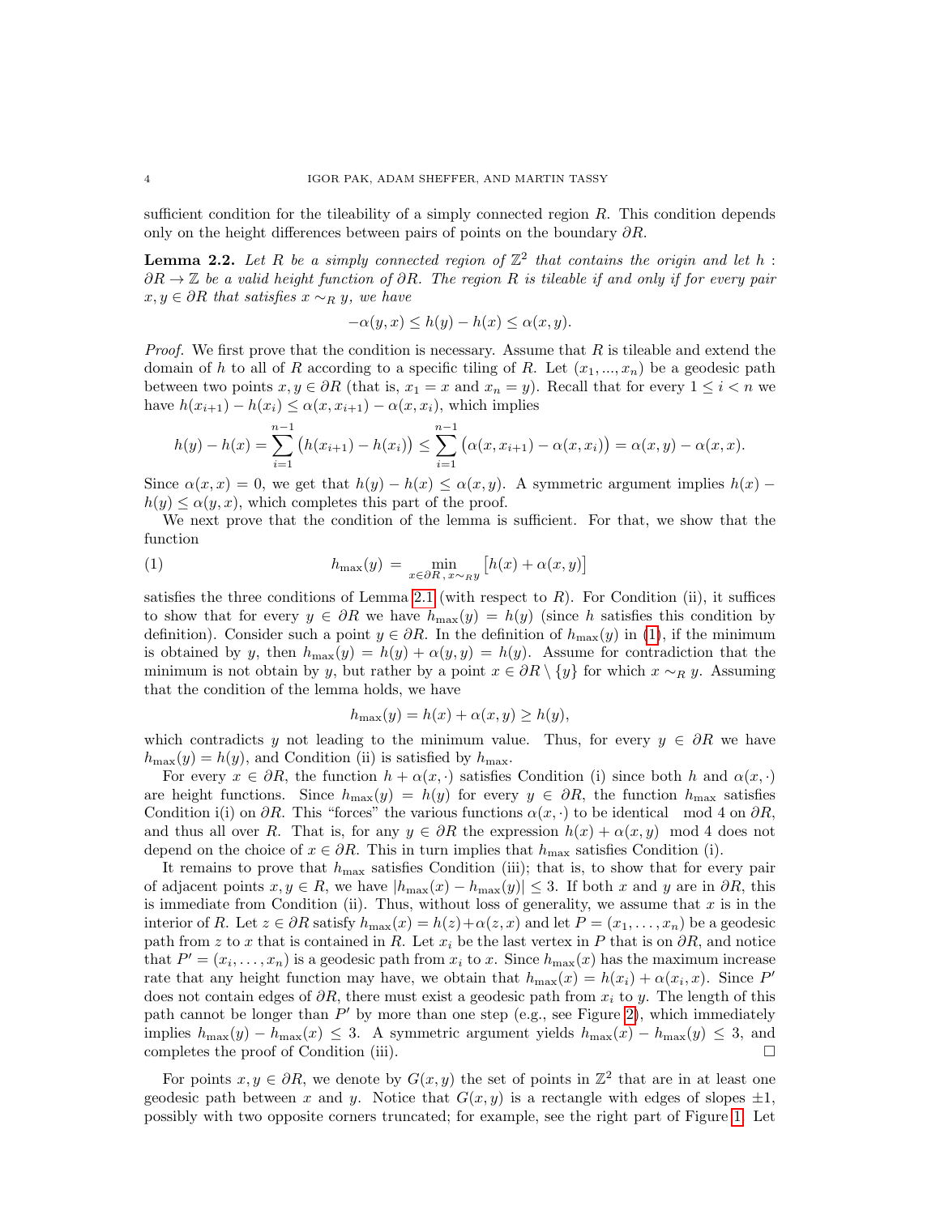sufficient condition for the tileability of a simply connected region $R$. This condition depends only on the height differences between pairs of points on the boundary $\partial R$.

**Lemma 2.2.** *Let $R$ be a simply connected region of $\mathbb{Z}^2$ that contains the origin and let $h : \partial R \to \mathbb{Z}$ be a valid height function of $\partial R$. The region $R$ is tileable if and only if for every pair $x, y \in \partial R$ that satisfies $x \sim_R y$, we have*

$$-\alpha(y, x) \leq h(y) - h(x) \leq \alpha(x, y).$$

*Proof.* We first prove that the condition is necessary. Assume that $R$ is tileable and extend the domain of $h$ to all of $R$ according to a specific tiling of $R$. Let $(x_1, ..., x_n)$ be a geodesic path between two points $x, y \in \partial R$ (that is, $x_1 = x$ and $x_n = y$). Recall that for every $1 \leq i < n$ we have $h(x_{i+1}) - h(x_i) \leq \alpha(x, x_{i+1}) - \alpha(x, x_i)$, which implies

$$h(y) - h(x) = \sum_{i=1}^{n-1} \big(h(x_{i+1}) - h(x_i)\big) \leq \sum_{i=1}^{n-1} \big(\alpha(x, x_{i+1}) - \alpha(x, x_i)\big) = \alpha(x, y) - \alpha(x, x).$$

Since $\alpha(x, x) = 0$, we get that $h(y) - h(x) \leq \alpha(x, y)$. A symmetric argument implies $h(x) - h(y) \leq \alpha(y, x)$, which completes this part of the proof.

We next prove that the condition of the lemma is sufficient. For that, we show that the function

$$h_{\max}(y) \;=\; \min_{x \in \partial R,\, x \sim_R y} \big[h(x) + \alpha(x, y)\big] \tag{1}$$

satisfies the three conditions of Lemma 2.1 (with respect to $R$). For Condition (ii), it suffices to show that for every $y \in \partial R$ we have $h_{\max}(y) = h(y)$ (since $h$ satisfies this condition by definition). Consider such a point $y \in \partial R$. In the definition of $h_{\max}(y)$ in (1), if the minimum is obtained by $y$, then $h_{\max}(y) = h(y) + \alpha(y, y) = h(y)$. Assume for contradiction that the minimum is not obtain by $y$, but rather by a point $x \in \partial R \setminus \{y\}$ for which $x \sim_R y$. Assuming that the condition of the lemma holds, we have

$$h_{\max}(y) = h(x) + \alpha(x, y) \geq h(y),$$

which contradicts $y$ not leading to the minimum value. Thus, for every $y \in \partial R$ we have $h_{\max}(y) = h(y)$, and Condition (ii) is satisfied by $h_{\max}$.

For every $x \in \partial R$, the function $h + \alpha(x, \cdot)$ satisfies Condition (i) since both $h$ and $\alpha(x, \cdot)$ are height functions. Since $h_{\max}(y) = h(y)$ for every $y \in \partial R$, the function $h_{\max}$ satisfies Condition i(i) on $\partial R$. This "forces" the various functions $\alpha(x, \cdot)$ to be identical $\mod 4$ on $\partial R$, and thus all over $R$. That is, for any $y \in \partial R$ the expression $h(x) + \alpha(x, y) \mod 4$ does not depend on the choice of $x \in \partial R$. This in turn implies that $h_{\max}$ satisfies Condition (i).

It remains to prove that $h_{\max}$ satisfies Condition (iii); that is, to show that for every pair of adjacent points $x, y \in R$, we have $|h_{\max}(x) - h_{\max}(y)| \leq 3$. If both $x$ and $y$ are in $\partial R$, this is immediate from Condition (ii). Thus, without loss of generality, we assume that $x$ is in the interior of $R$. Let $z \in \partial R$ satisfy $h_{\max}(x) = h(z) + \alpha(z, x)$ and let $P = (x_1, \dots, x_n)$ be a geodesic path from $z$ to $x$ that is contained in $R$. Let $x_i$ be the last vertex in $P$ that is on $\partial R$, and notice that $P' = (x_i, \dots, x_n)$ is a geodesic path from $x_i$ to $x$. Since $h_{\max}(x)$ has the maximum increase rate that any height function may have, we obtain that $h_{\max}(x) = h(x_i) + \alpha(x_i, x)$. Since $P'$ does not contain edges of $\partial R$, there must exist a geodesic path from $x_i$ to $y$. The length of this path cannot be longer than $P'$ by more than one step (e.g., see Figure 2), which immediately implies $h_{\max}(y) - h_{\max}(x) \leq 3$. A symmetric argument yields $h_{\max}(x) - h_{\max}(y) \leq 3$, and completes the proof of Condition (iii). $\square$

For points $x, y \in \partial R$, we denote by $G(x, y)$ the set of points in $\mathbb{Z}^2$ that are in at least one geodesic path between $x$ and $y$. Notice that $G(x, y)$ is a rectangle with edges of slopes $\pm 1$, possibly with two opposite corners truncated; for example, see the right part of Figure 1. Let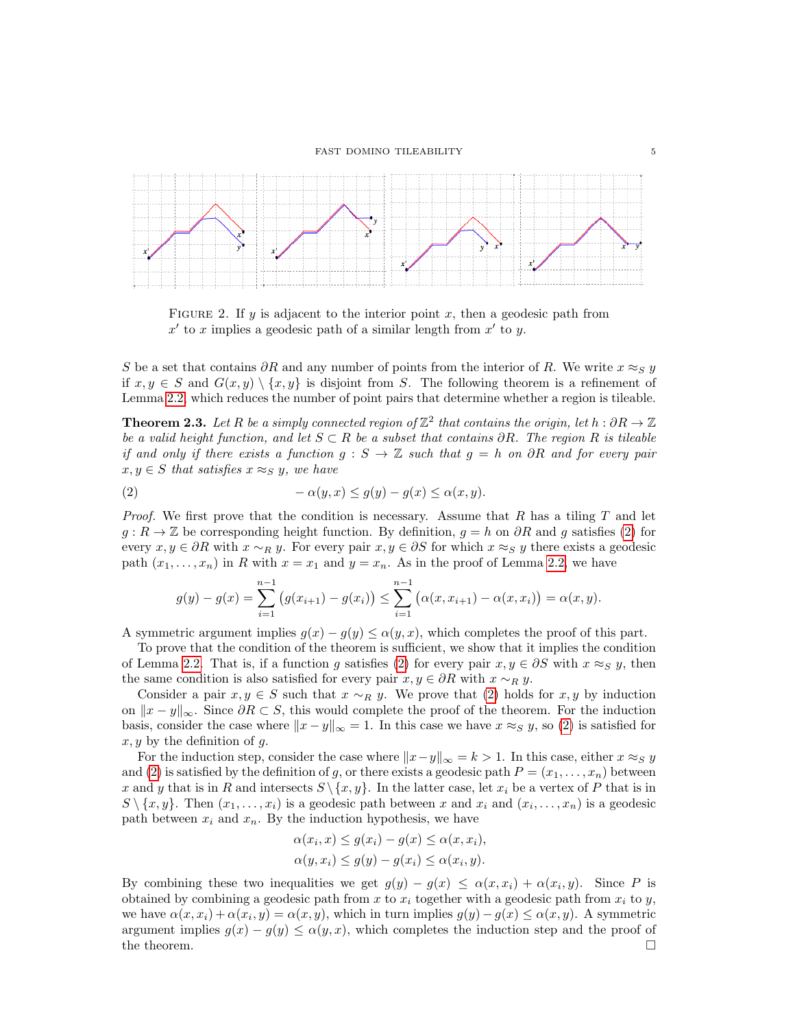FIGURE 2. If $y$ is adjacent to the interior point $x$, then a geodesic path from $x'$ to $x$ implies a geodesic path of a similar length from $x'$ to $y$.

$S$ be a set that contains $\partial R$ and any number of points from the interior of $R$. We write $x \approx_S y$ if $x, y \in S$ and $G(x,y) \setminus \{x,y\}$ is disjoint from $S$. The following theorem is a refinement of Lemma 2.2, which reduces the number of point pairs that determine whether a region is tileable.

**Theorem 2.3.** *Let $R$ be a simply connected region of $\mathbb{Z}^2$ that contains the origin, let $h : \partial R \to \mathbb{Z}$ be a valid height function, and let $S \subset R$ be a subset that contains $\partial R$. The region $R$ is tileable if and only if there exists a function $g : S \to \mathbb{Z}$ such that $g = h$ on $\partial R$ and for every pair $x, y \in S$ that satisfies $x \approx_S y$, we have*

$$-\alpha(y,x) \le g(y) - g(x) \le \alpha(x,y). \tag{2}$$

*Proof.* We first prove that the condition is necessary. Assume that $R$ has a tiling $T$ and let $g : R \to \mathbb{Z}$ be corresponding height function. By definition, $g = h$ on $\partial R$ and $g$ satisfies (2) for every $x, y \in \partial R$ with $x \sim_R y$. For every pair $x, y \in \partial S$ for which $x \approx_S y$ there exists a geodesic path $(x_1, \ldots, x_n)$ in $R$ with $x = x_1$ and $y = x_n$. As in the proof of Lemma 2.2, we have

$$g(y) - g(x) = \sum_{i=1}^{n-1} \big(g(x_{i+1}) - g(x_i)\big) \le \sum_{i=1}^{n-1} \big(\alpha(x, x_{i+1}) - \alpha(x, x_i)\big) = \alpha(x,y).$$

A symmetric argument implies $g(x) - g(y) \le \alpha(y,x)$, which completes the proof of this part.

To prove that the condition of the theorem is sufficient, we show that it implies the condition of Lemma 2.2. That is, if a function $g$ satisfies (2) for every pair $x, y \in \partial S$ with $x \approx_S y$, then the same condition is also satisfied for every pair $x, y \in \partial R$ with $x \sim_R y$.

Consider a pair $x, y \in S$ such that $x \sim_R y$. We prove that (2) holds for $x, y$ by induction on $\|x - y\|_\infty$. Since $\partial R \subset S$, this would complete the proof of the theorem. For the induction basis, consider the case where $\|x - y\|_\infty = 1$. In this case we have $x \approx_S y$, so (2) is satisfied for $x, y$ by the definition of $g$.

For the induction step, consider the case where $\|x - y\|_\infty = k > 1$. In this case, either $x \approx_S y$ and (2) is satisfied by the definition of $g$, or there exists a geodesic path $P = (x_1, \ldots, x_n)$ between $x$ and $y$ that is in $R$ and intersects $S \setminus \{x,y\}$. In the latter case, let $x_i$ be a vertex of $P$ that is in $S \setminus \{x,y\}$. Then $(x_1, \ldots, x_i)$ is a geodesic path between $x$ and $x_i$ and $(x_i, \ldots, x_n)$ is a geodesic path between $x_i$ and $x_n$. By the induction hypothesis, we have

$$\alpha(x_i, x) \le g(x_i) - g(x) \le \alpha(x, x_i),$$
$$\alpha(y, x_i) \le g(y) - g(x_i) \le \alpha(x_i, y).$$

By combining these two inequalities we get $g(y) - g(x) \le \alpha(x, x_i) + \alpha(x_i, y)$. Since $P$ is obtained by combining a geodesic path from $x$ to $x_i$ together with a geodesic path from $x_i$ to $y$, we have $\alpha(x, x_i) + \alpha(x_i, y) = \alpha(x,y)$, which in turn implies $g(y) - g(x) \le \alpha(x,y)$. A symmetric argument implies $g(x) - g(y) \le \alpha(y,x)$, which completes the induction step and the proof of the theorem. $\square$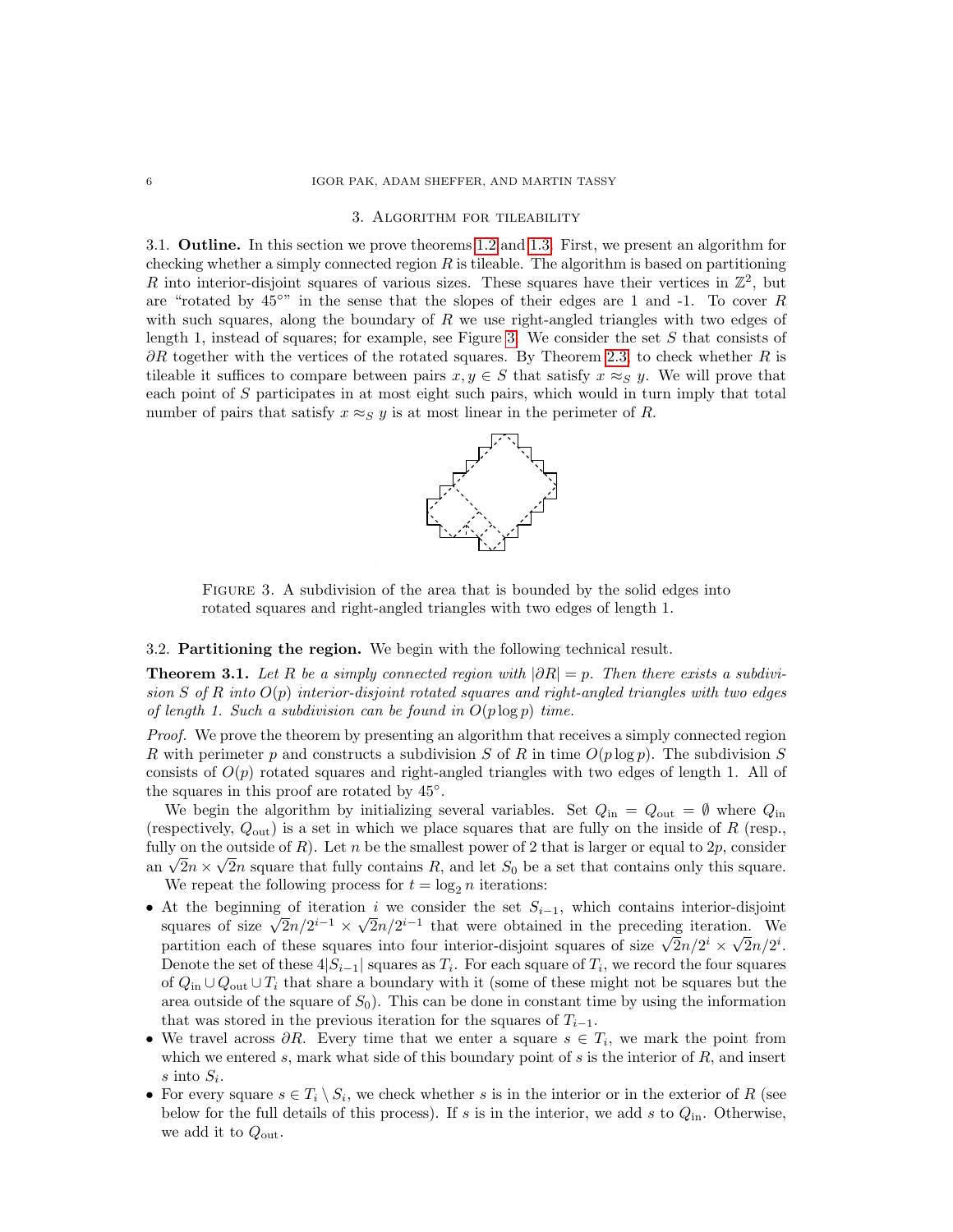## 3. Algorithm for tileability

**3.1. Outline.** In this section we prove theorems 1.2 and 1.3. First, we present an algorithm for checking whether a simply connected region $R$ is tileable. The algorithm is based on partitioning $R$ into interior-disjoint squares of various sizes. These squares have their vertices in $\mathbb{Z}^2$, but are "rotated by 45°" in the sense that the slopes of their edges are 1 and -1. To cover $R$ with such squares, along the boundary of $R$ we use right-angled triangles with two edges of length 1, instead of squares; for example, see Figure 3. We consider the set $S$ that consists of $\partial R$ together with the vertices of the rotated squares. By Theorem 2.3, to check whether $R$ is tileable it suffices to compare between pairs $x, y \in S$ that satisfy $x \approx_S y$. We will prove that each point of $S$ participates in at most eight such pairs, which would in turn imply that total number of pairs that satisfy $x \approx_S y$ is at most linear in the perimeter of $R$.

Figure 3. A subdivision of the area that is bounded by the solid edges into rotated squares and right-angled triangles with two edges of length 1.

**3.2. Partitioning the region.** We begin with the following technical result.

**Theorem 3.1.** *Let $R$ be a simply connected region with $|\partial R| = p$. Then there exists a subdivision $S$ of $R$ into $O(p)$ interior-disjoint rotated squares and right-angled triangles with two edges of length 1. Such a subdivision can be found in $O(p \log p)$ time.*

*Proof.* We prove the theorem by presenting an algorithm that receives a simply connected region $R$ with perimeter $p$ and constructs a subdivision $S$ of $R$ in time $O(p \log p)$. The subdivision $S$ consists of $O(p)$ rotated squares and right-angled triangles with two edges of length 1. All of the squares in this proof are rotated by 45°.

We begin the algorithm by initializing several variables. Set $Q_{\text{in}} = Q_{\text{out}} = \emptyset$ where $Q_{\text{in}}$ (respectively, $Q_{\text{out}}$) is a set in which we place squares that are fully on the inside of $R$ (resp., fully on the outside of $R$). Let $n$ be the smallest power of 2 that is larger or equal to $2p$, consider an $\sqrt{2}n \times \sqrt{2}n$ square that fully contains $R$, and let $S_0$ be a set that contains only this square.

We repeat the following process for $t = \log_2 n$ iterations:

- At the beginning of iteration $i$ we consider the set $S_{i-1}$, which contains interior-disjoint squares of size $\sqrt{2}n/2^{i-1} \times \sqrt{2}n/2^{i-1}$ that were obtained in the preceding iteration. We partition each of these squares into four interior-disjoint squares of size $\sqrt{2}n/2^i \times \sqrt{2}n/2^i$. Denote the set of these $4|S_{i-1}|$ squares as $T_i$. For each square of $T_i$, we record the four squares of $Q_{\text{in}} \cup Q_{\text{out}} \cup T_i$ that share a boundary with it (some of these might not be squares but the area outside of the square of $S_0$). This can be done in constant time by using the information that was stored in the previous iteration for the squares of $T_{i-1}$.
- We travel across $\partial R$. Every time that we enter a square $s \in T_i$, we mark the point from which we entered $s$, mark what side of this boundary point of $s$ is the interior of $R$, and insert $s$ into $S_i$.
- For every square $s \in T_i \setminus S_i$, we check whether $s$ is in the interior or in the exterior of $R$ (see below for the full details of this process). If $s$ is in the interior, we add $s$ to $Q_{\text{in}}$. Otherwise, we add it to $Q_{\text{out}}$.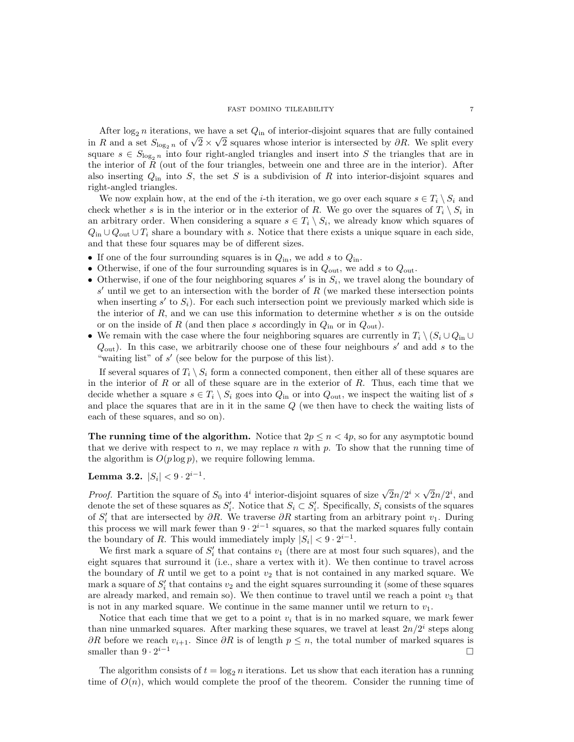After $\log_2 n$ iterations, we have a set $Q_{\text{in}}$ of interior-disjoint squares that are fully contained in $R$ and a set $S_{\log_2 n}$ of $\sqrt{2} \times \sqrt{2}$ squares whose interior is intersected by $\partial R$. We split every square $s \in S_{\log_2 n}$ into four right-angled triangles and insert into $S$ the triangles that are in the interior of $R$ (out of the four triangles, betweein one and three are in the interior). After also inserting $Q_{\text{in}}$ into $S$, the set $S$ is a subdivision of $R$ into interior-disjoint squares and right-angled triangles.

We now explain how, at the end of the $i$-th iteration, we go over each square $s \in T_i \setminus S_i$ and check whether $s$ is in the interior or in the exterior of $R$. We go over the squares of $T_i \setminus S_i$ in an arbitrary order. When considering a square $s \in T_i \setminus S_i$, we already know which squares of $Q_{\text{in}} \cup Q_{\text{out}} \cup T_i$ share a boundary with $s$. Notice that there exists a unique square in each side, and that these four squares may be of different sizes.

- If one of the four surrounding squares is in $Q_{\text{in}}$, we add $s$ to $Q_{\text{in}}$.
- Otherwise, if one of the four surrounding squares is in $Q_{\text{out}}$, we add $s$ to $Q_{\text{out}}$.
- Otherwise, if one of the four neighboring squares $s'$ is in $S_i$, we travel along the boundary of $s'$ until we get to an intersection with the border of $R$ (we marked these intersection points when inserting $s'$ to $S_i$). For each such intersection point we previously marked which side is the interior of $R$, and we can use this information to determine whether $s$ is on the outside or on the inside of $R$ (and then place $s$ accordingly in $Q_{\text{in}}$ or in $Q_{\text{out}}$).
- We remain with the case where the four neighboring squares are currently in $T_i \setminus (S_i \cup Q_{\text{in}} \cup Q_{\text{out}})$. In this case, we arbitrarily choose one of these four neighbours $s'$ and add $s$ to the "waiting list" of $s'$ (see below for the purpose of this list).

If several squares of $T_i \setminus S_i$ form a connected component, then either all of these squares are in the interior of $R$ or all of these square are in the exterior of $R$. Thus, each time that we decide whether a square $s \in T_i \setminus S_i$ goes into $Q_{\text{in}}$ or into $Q_{\text{out}}$, we inspect the waiting list of $s$ and place the squares that are in it in the same $Q$ (we then have to check the waiting lists of each of these squares, and so on).

**The running time of the algorithm.** Notice that $2p \leq n < 4p$, so for any asymptotic bound that we derive with respect to $n$, we may replace $n$ with $p$. To show that the running time of the algorithm is $O(p \log p)$, we require following lemma.

**Lemma 3.2.** $|S_i| < 9 \cdot 2^{i-1}$.

*Proof.* Partition the square of $S_0$ into $4^i$ interior-disjoint squares of size $\sqrt{2}n/2^i \times \sqrt{2}n/2^i$, and denote the set of these squares as $S_i'$. Notice that $S_i \subset S_i'$. Specifically, $S_i$ consists of the squares of $S_i'$ that are intersected by $\partial R$. We traverse $\partial R$ starting from an arbitrary point $v_1$. During this process we will mark fewer than $9 \cdot 2^{i-1}$ squares, so that the marked squares fully contain the boundary of $R$. This would immediately imply $|S_i| < 9 \cdot 2^{i-1}$.

We first mark a square of $S_i'$ that contains $v_1$ (there are at most four such squares), and the eight squares that surround it (i.e., share a vertex with it). We then continue to travel across the boundary of $R$ until we get to a point $v_2$ that is not contained in any marked square. We mark a square of $S_i'$ that contains $v_2$ and the eight squares surrounding it (some of these squares are already marked, and remain so). We then continue to travel until we reach a point $v_3$ that is not in any marked square. We continue in the same manner until we return to $v_1$.

Notice that each time that we get to a point $v_i$ that is in no marked square, we mark fewer than nine unmarked squares. After marking these squares, we travel at least $2n/2^i$ steps along $\partial R$ before we reach $v_{i+1}$. Since $\partial R$ is of length $p \leq n$, the total number of marked squares is smaller than $9 \cdot 2^{i-1}$ $\square$

The algorithm consists of $t = \log_2 n$ iterations. Let us show that each iteration has a running time of $O(n)$, which would complete the proof of the theorem. Consider the running time of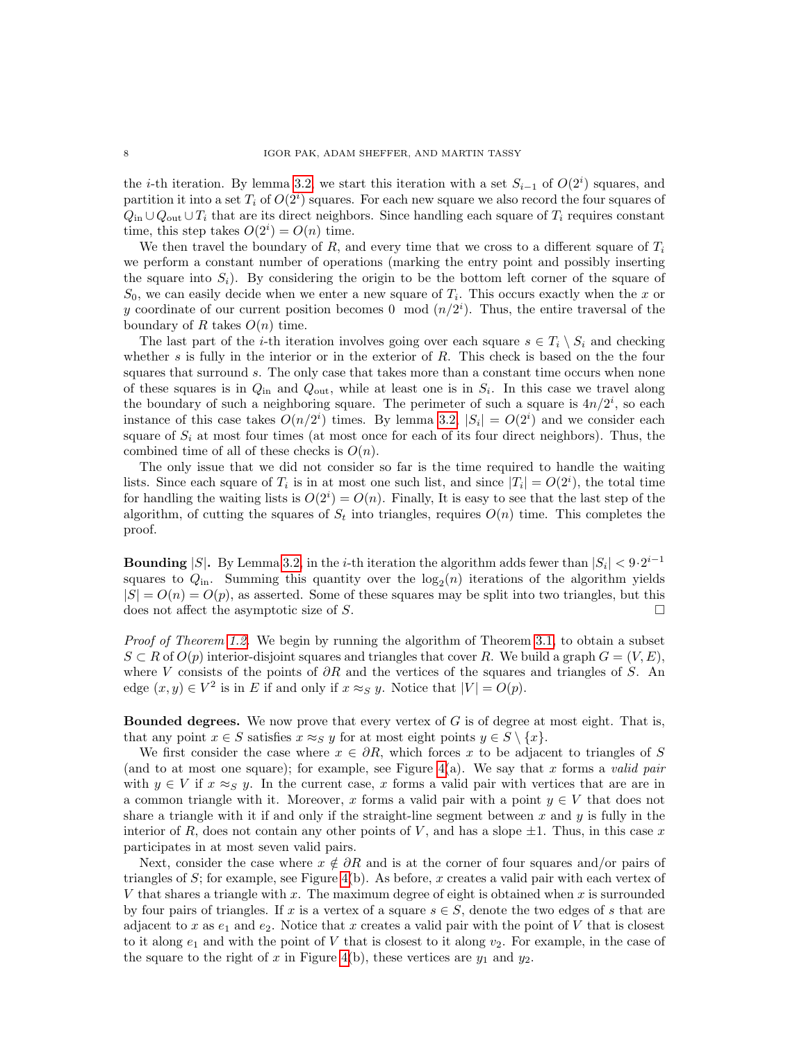the $i$-th iteration. By lemma 3.2, we start this iteration with a set $S_{i-1}$ of $O(2^i)$ squares, and partition it into a set $T_i$ of $O(2^i)$ squares. For each new square we also record the four squares of $Q_{\text{in}} \cup Q_{\text{out}} \cup T_i$ that are its direct neighbors. Since handling each square of $T_i$ requires constant time, this step takes $O(2^i) = O(n)$ time.

We then travel the boundary of $R$, and every time that we cross to a different square of $T_i$ we perform a constant number of operations (marking the entry point and possibly inserting the square into $S_i$). By considering the origin to be the bottom left corner of the square of $S_0$, we can easily decide when we enter a new square of $T_i$. This occurs exactly when the $x$ or $y$ coordinate of our current position becomes $0 \mod (n/2^i)$. Thus, the entire traversal of the boundary of $R$ takes $O(n)$ time.

The last part of the $i$-th iteration involves going over each square $s \in T_i \setminus S_i$ and checking whether $s$ is fully in the interior or in the exterior of $R$. This check is based on the the four squares that surround $s$. The only case that takes more than a constant time occurs when none of these squares is in $Q_{\text{in}}$ and $Q_{\text{out}}$, while at least one is in $S_i$. In this case we travel along the boundary of such a neighboring square. The perimeter of such a square is $4n/2^i$, so each instance of this case takes $O(n/2^i)$ times. By lemma 3.2, $|S_i| = O(2^i)$ and we consider each square of $S_i$ at most four times (at most once for each of its four direct neighbors). Thus, the combined time of all of these checks is $O(n)$.

The only issue that we did not consider so far is the time required to handle the waiting lists. Since each square of $T_i$ is in at most one such list, and since $|T_i| = O(2^i)$, the total time for handling the waiting lists is $O(2^i) = O(n)$. Finally, It is easy to see that the last step of the algorithm, of cutting the squares of $S_t$ into triangles, requires $O(n)$ time. This completes the proof.

**Bounding $|S|$.** By Lemma 3.2, in the $i$-th iteration the algorithm adds fewer than $|S_i| < 9\cdot 2^{i-1}$ squares to $Q_{\text{in}}$. Summing this quantity over the $\log_2(n)$ iterations of the algorithm yields $|S| = O(n) = O(p)$, as asserted. Some of these squares may be split into two triangles, but this does not affect the asymptotic size of $S$. □

*Proof of Theorem 1.2.* We begin by running the algorithm of Theorem 3.1, to obtain a subset $S \subset R$ of $O(p)$ interior-disjoint squares and triangles that cover $R$. We build a graph $G = (V, E)$, where $V$ consists of the points of $\partial R$ and the vertices of the squares and triangles of $S$. An edge $(x, y) \in V^2$ is in $E$ if and only if $x \approx_S y$. Notice that $|V| = O(p)$.

**Bounded degrees.** We now prove that every vertex of $G$ is of degree at most eight. That is, that any point $x \in S$ satisfies $x \approx_S y$ for at most eight points $y \in S \setminus \{x\}$.

We first consider the case where $x \in \partial R$, which forces $x$ to be adjacent to triangles of $S$ (and to at most one square); for example, see Figure 4(a). We say that $x$ forms a *valid pair* with $y \in V$ if $x \approx_S y$. In the current case, $x$ forms a valid pair with vertices that are are in a common triangle with it. Moreover, $x$ forms a valid pair with a point $y \in V$ that does not share a triangle with it if and only if the straight-line segment between $x$ and $y$ is fully in the interior of $R$, does not contain any other points of $V$, and has a slope $\pm 1$. Thus, in this case $x$ participates in at most seven valid pairs.

Next, consider the case where $x \notin \partial R$ and is at the corner of four squares and/or pairs of triangles of $S$; for example, see Figure 4(b). As before, $x$ creates a valid pair with each vertex of $V$ that shares a triangle with $x$. The maximum degree of eight is obtained when $x$ is surrounded by four pairs of triangles. If $x$ is a vertex of a square $s \in S$, denote the two edges of $s$ that are adjacent to $x$ as $e_1$ and $e_2$. Notice that $x$ creates a valid pair with the point of $V$ that is closest to it along $e_1$ and with the point of $V$ that is closest to it along $v_2$. For example, in the case of the square to the right of $x$ in Figure 4(b), these vertices are $y_1$ and $y_2$.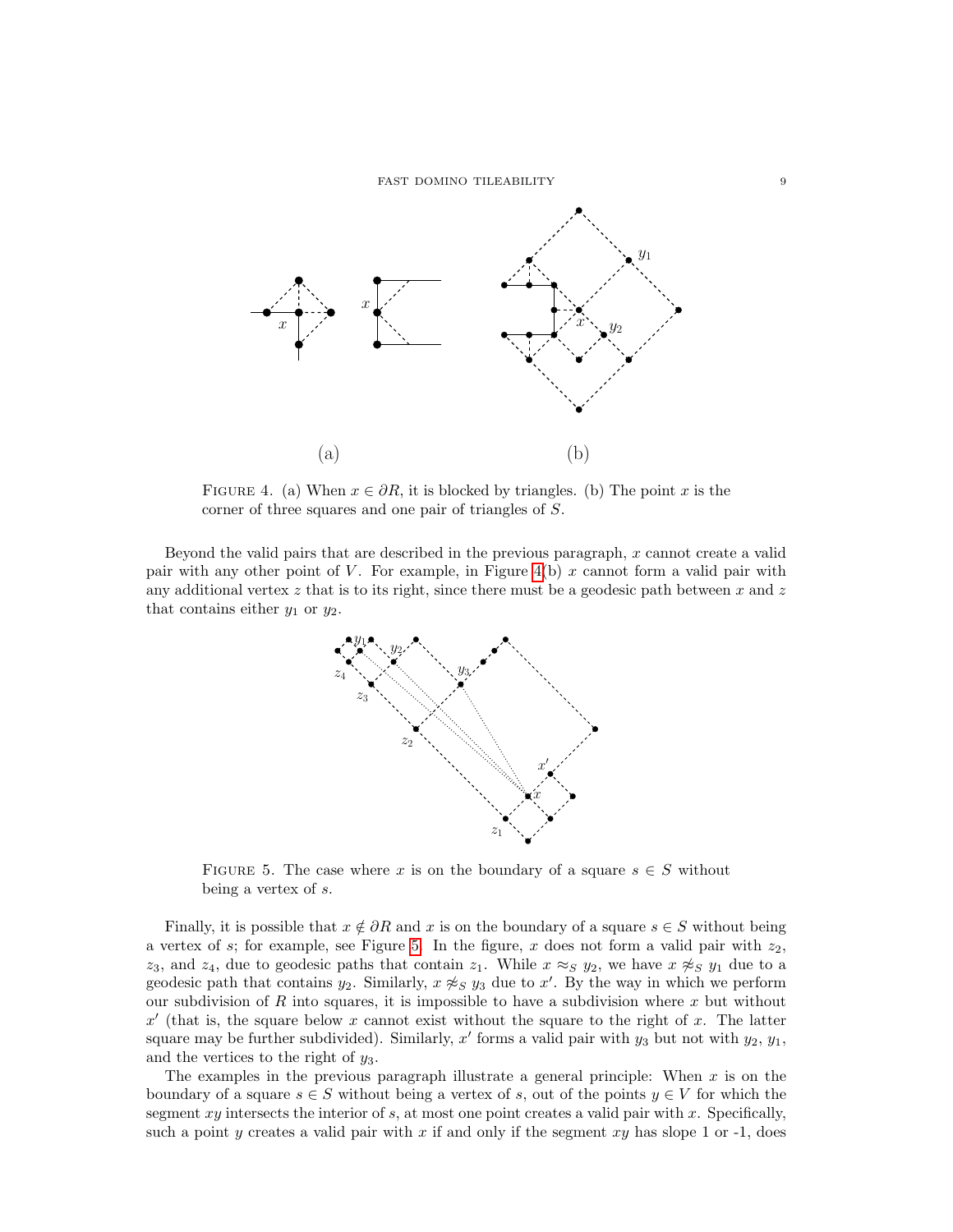FIGURE 4. (a) When $x \in \partial R$, it is blocked by triangles. (b) The point $x$ is the corner of three squares and one pair of triangles of $S$.

Beyond the valid pairs that are described in the previous paragraph, $x$ cannot create a valid pair with any other point of $V$. For example, in Figure 4(b) $x$ cannot form a valid pair with any additional vertex $z$ that is to its right, since there must be a geodesic path between $x$ and $z$ that contains either $y_1$ or $y_2$.

FIGURE 5. The case where $x$ is on the boundary of a square $s \in S$ without being a vertex of $s$.

Finally, it is possible that $x \notin \partial R$ and $x$ is on the boundary of a square $s \in S$ without being a vertex of $s$; for example, see Figure 5. In the figure, $x$ does not form a valid pair with $z_2$, $z_3$, and $z_4$, due to geodesic paths that contain $z_1$. While $x \approx_S y_2$, we have $x \not\approx_S y_1$ due to a geodesic path that contains $y_2$. Similarly, $x \not\approx_S y_3$ due to $x'$. By the way in which we perform our subdivision of $R$ into squares, it is impossible to have a subdivision where $x$ but without $x'$ (that is, the square below $x$ cannot exist without the square to the right of $x$. The latter square may be further subdivided). Similarly, $x'$ forms a valid pair with $y_3$ but not with $y_2$, $y_1$, and the vertices to the right of $y_3$.

The examples in the previous paragraph illustrate a general principle: When $x$ is on the boundary of a square $s \in S$ without being a vertex of $s$, out of the points $y \in V$ for which the segment $xy$ intersects the interior of $s$, at most one point creates a valid pair with $x$. Specifically, such a point $y$ creates a valid pair with $x$ if and only if the segment $xy$ has slope 1 or -1, does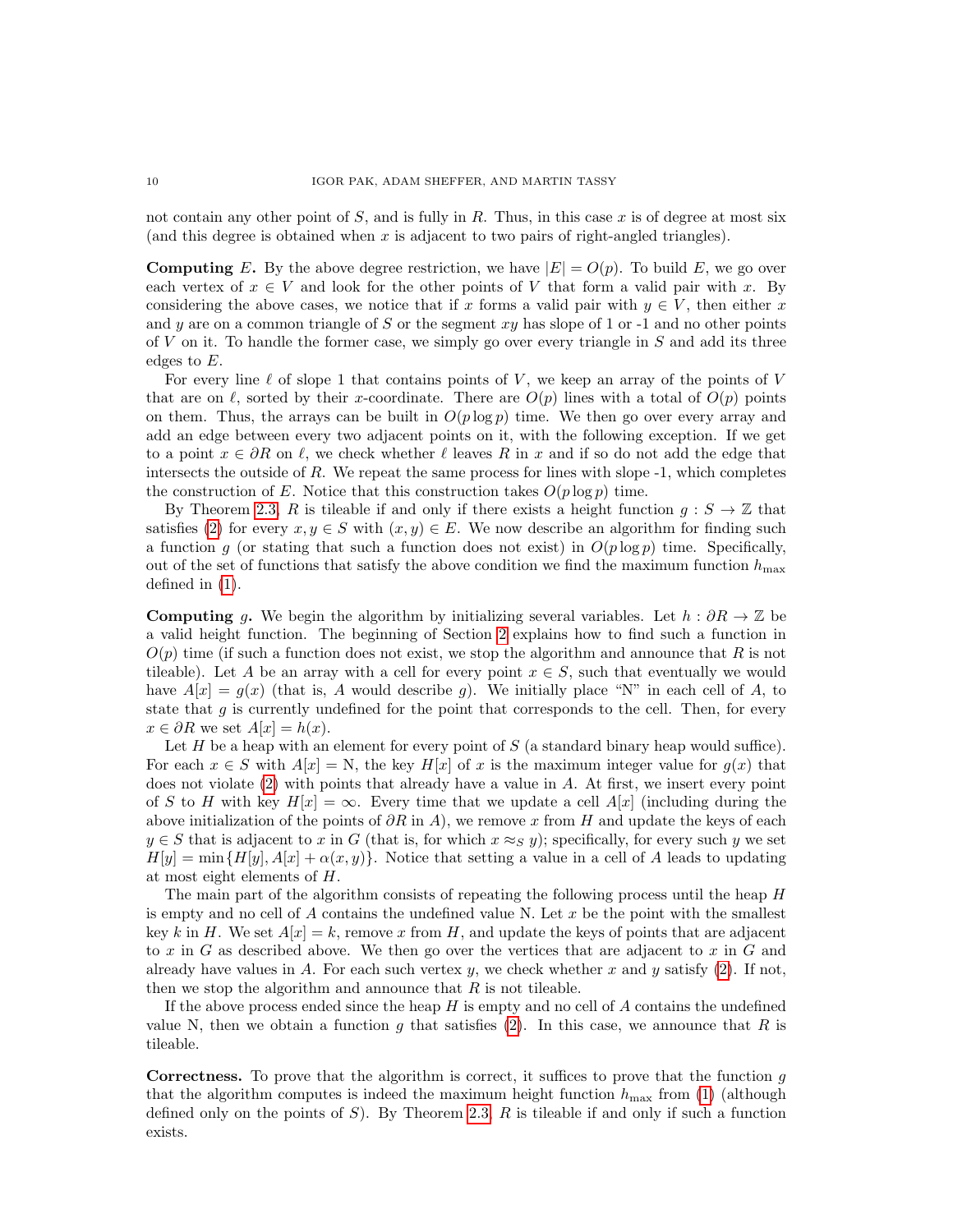not contain any other point of $S$, and is fully in $R$. Thus, in this case $x$ is of degree at most six (and this degree is obtained when $x$ is adjacent to two pairs of right-angled triangles).

**Computing $E$.** By the above degree restriction, we have $|E| = O(p)$. To build $E$, we go over each vertex of $x \in V$ and look for the other points of $V$ that form a valid pair with $x$. By considering the above cases, we notice that if $x$ forms a valid pair with $y \in V$, then either $x$ and $y$ are on a common triangle of $S$ or the segment $xy$ has slope of 1 or -1 and no other points of $V$ on it. To handle the former case, we simply go over every triangle in $S$ and add its three edges to $E$.

For every line $\ell$ of slope 1 that contains points of $V$, we keep an array of the points of $V$ that are on $\ell$, sorted by their $x$-coordinate. There are $O(p)$ lines with a total of $O(p)$ points on them. Thus, the arrays can be built in $O(p \log p)$ time. We then go over every array and add an edge between every two adjacent points on it, with the following exception. If we get to a point $x \in \partial R$ on $\ell$, we check whether $\ell$ leaves $R$ in $x$ and if so do not add the edge that intersects the outside of $R$. We repeat the same process for lines with slope -1, which completes the construction of $E$. Notice that this construction takes $O(p \log p)$ time.

By Theorem 2.3, $R$ is tileable if and only if there exists a height function $g : S \to \mathbb{Z}$ that satisfies (2) for every $x, y \in S$ with $(x, y) \in E$. We now describe an algorithm for finding such a function $g$ (or stating that such a function does not exist) in $O(p \log p)$ time. Specifically, out of the set of functions that satisfy the above condition we find the maximum function $h_{\max}$ defined in (1).

**Computing $g$.** We begin the algorithm by initializing several variables. Let $h : \partial R \to \mathbb{Z}$ be a valid height function. The beginning of Section 2 explains how to find such a function in $O(p)$ time (if such a function does not exist, we stop the algorithm and announce that $R$ is not tileable). Let $A$ be an array with a cell for every point $x \in S$, such that eventually we would have $A[x] = g(x)$ (that is, $A$ would describe $g$). We initially place "N" in each cell of $A$, to state that $g$ is currently undefined for the point that corresponds to the cell. Then, for every $x \in \partial R$ we set $A[x] = h(x)$.

Let $H$ be a heap with an element for every point of $S$ (a standard binary heap would suffice). For each $x \in S$ with $A[x] = \text{N}$, the key $H[x]$ of $x$ is the maximum integer value for $g(x)$ that does not violate (2) with points that already have a value in $A$. At first, we insert every point of $S$ to $H$ with key $H[x] = \infty$. Every time that we update a cell $A[x]$ (including during the above initialization of the points of $\partial R$ in $A$), we remove $x$ from $H$ and update the keys of each $y \in S$ that is adjacent to $x$ in $G$ (that is, for which $x \approx_S y$); specifically, for every such $y$ we set $H[y] = \min\{H[y], A[x] + \alpha(x, y)\}$. Notice that setting a value in a cell of $A$ leads to updating at most eight elements of $H$.

The main part of the algorithm consists of repeating the following process until the heap $H$ is empty and no cell of $A$ contains the undefined value N. Let $x$ be the point with the smallest key $k$ in $H$. We set $A[x] = k$, remove $x$ from $H$, and update the keys of points that are adjacent to $x$ in $G$ as described above. We then go over the vertices that are adjacent to $x$ in $G$ and already have values in $A$. For each such vertex $y$, we check whether $x$ and $y$ satisfy (2). If not, then we stop the algorithm and announce that $R$ is not tileable.

If the above process ended since the heap $H$ is empty and no cell of $A$ contains the undefined value N, then we obtain a function $g$ that satisfies (2). In this case, we announce that $R$ is tileable.

**Correctness.** To prove that the algorithm is correct, it suffices to prove that the function $g$ that the algorithm computes is indeed the maximum height function $h_{\max}$ from (1) (although defined only on the points of $S$). By Theorem 2.3, $R$ is tileable if and only if such a function exists.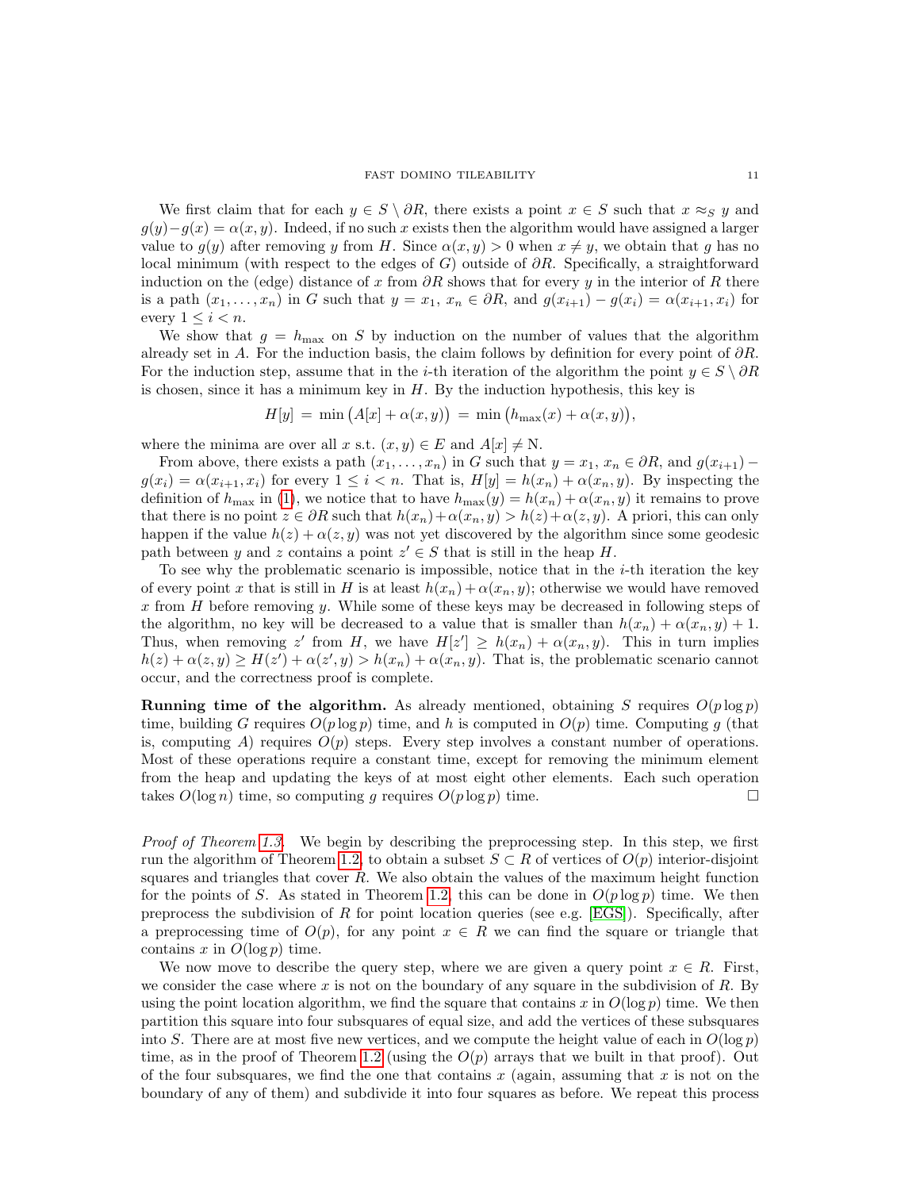We first claim that for each $y \in S \setminus \partial R$, there exists a point $x \in S$ such that $x \approx_S y$ and $g(y) - g(x) = \alpha(x, y)$. Indeed, if no such $x$ exists then the algorithm would have assigned a larger value to $g(y)$ after removing $y$ from $H$. Since $\alpha(x, y) > 0$ when $x \neq y$, we obtain that $g$ has no local minimum (with respect to the edges of $G$) outside of $\partial R$. Specifically, a straightforward induction on the (edge) distance of $x$ from $\partial R$ shows that for every $y$ in the interior of $R$ there is a path $(x_1, \ldots, x_n)$ in $G$ such that $y = x_1$, $x_n \in \partial R$, and $g(x_{i+1}) - g(x_i) = \alpha(x_{i+1}, x_i)$ for every $1 \leq i < n$.

We show that $g = h_{\max}$ on $S$ by induction on the number of values that the algorithm already set in $A$. For the induction basis, the claim follows by definition for every point of $\partial R$. For the induction step, assume that in the $i$-th iteration of the algorithm the point $y \in S \setminus \partial R$ is chosen, since it has a minimum key in $H$. By the induction hypothesis, this key is

$$H[y] \,=\, \min\big(A[x] + \alpha(x, y)\big) \,=\, \min\big(h_{\max}(x) + \alpha(x, y)\big),$$

where the minima are over all $x$ s.t. $(x, y) \in E$ and $A[x] \neq \mathrm{N}$.

From above, there exists a path $(x_1, \ldots, x_n)$ in $G$ such that $y = x_1$, $x_n \in \partial R$, and $g(x_{i+1}) - g(x_i) = \alpha(x_{i+1}, x_i)$ for every $1 \leq i < n$. That is, $H[y] = h(x_n) + \alpha(x_n, y)$. By inspecting the definition of $h_{\max}$ in (1), we notice that to have $h_{\max}(y) = h(x_n) + \alpha(x_n, y)$ it remains to prove that there is no point $z \in \partial R$ such that $h(x_n) + \alpha(x_n, y) > h(z) + \alpha(z, y)$. A priori, this can only happen if the value $h(z) + \alpha(z, y)$ was not yet discovered by the algorithm since some geodesic path between $y$ and $z$ contains a point $z' \in S$ that is still in the heap $H$.

To see why the problematic scenario is impossible, notice that in the $i$-th iteration the key of every point $x$ that is still in $H$ is at least $h(x_n) + \alpha(x_n, y)$; otherwise we would have removed $x$ from $H$ before removing $y$. While some of these keys may be decreased in following steps of the algorithm, no key will be decreased to a value that is smaller than $h(x_n) + \alpha(x_n, y) + 1$. Thus, when removing $z'$ from $H$, we have $H[z'] \geq h(x_n) + \alpha(x_n, y)$. This in turn implies $h(z) + \alpha(z, y) \geq H(z') + \alpha(z', y) > h(x_n) + \alpha(x_n, y)$. That is, the problematic scenario cannot occur, and the correctness proof is complete.

**Running time of the algorithm.** As already mentioned, obtaining $S$ requires $O(p \log p)$ time, building $G$ requires $O(p \log p)$ time, and $h$ is computed in $O(p)$ time. Computing $g$ (that is, computing $A$) requires $O(p)$ steps. Every step involves a constant number of operations. Most of these operations require a constant time, except for removing the minimum element from the heap and updating the keys of at most eight other elements. Each such operation takes $O(\log n)$ time, so computing $g$ requires $O(p \log p)$ time. □

*Proof of Theorem 1.3.* We begin by describing the preprocessing step. In this step, we first run the algorithm of Theorem 1.2, to obtain a subset $S \subset R$ of vertices of $O(p)$ interior-disjoint squares and triangles that cover $R$. We also obtain the values of the maximum height function for the points of $S$. As stated in Theorem 1.2, this can be done in $O(p \log p)$ time. We then preprocess the subdivision of $R$ for point location queries (see e.g. [EGS]). Specifically, after a preprocessing time of $O(p)$, for any point $x \in R$ we can find the square or triangle that contains $x$ in $O(\log p)$ time.

We now move to describe the query step, where we are given a query point $x \in R$. First, we consider the case where $x$ is not on the boundary of any square in the subdivision of $R$. By using the point location algorithm, we find the square that contains $x$ in $O(\log p)$ time. We then partition this square into four subsquares of equal size, and add the vertices of these subsquares into $S$. There are at most five new vertices, and we compute the height value of each in $O(\log p)$ time, as in the proof of Theorem 1.2 (using the $O(p)$ arrays that we built in that proof). Out of the four subsquares, we find the one that contains $x$ (again, assuming that $x$ is not on the boundary of any of them) and subdivide it into four squares as before. We repeat this process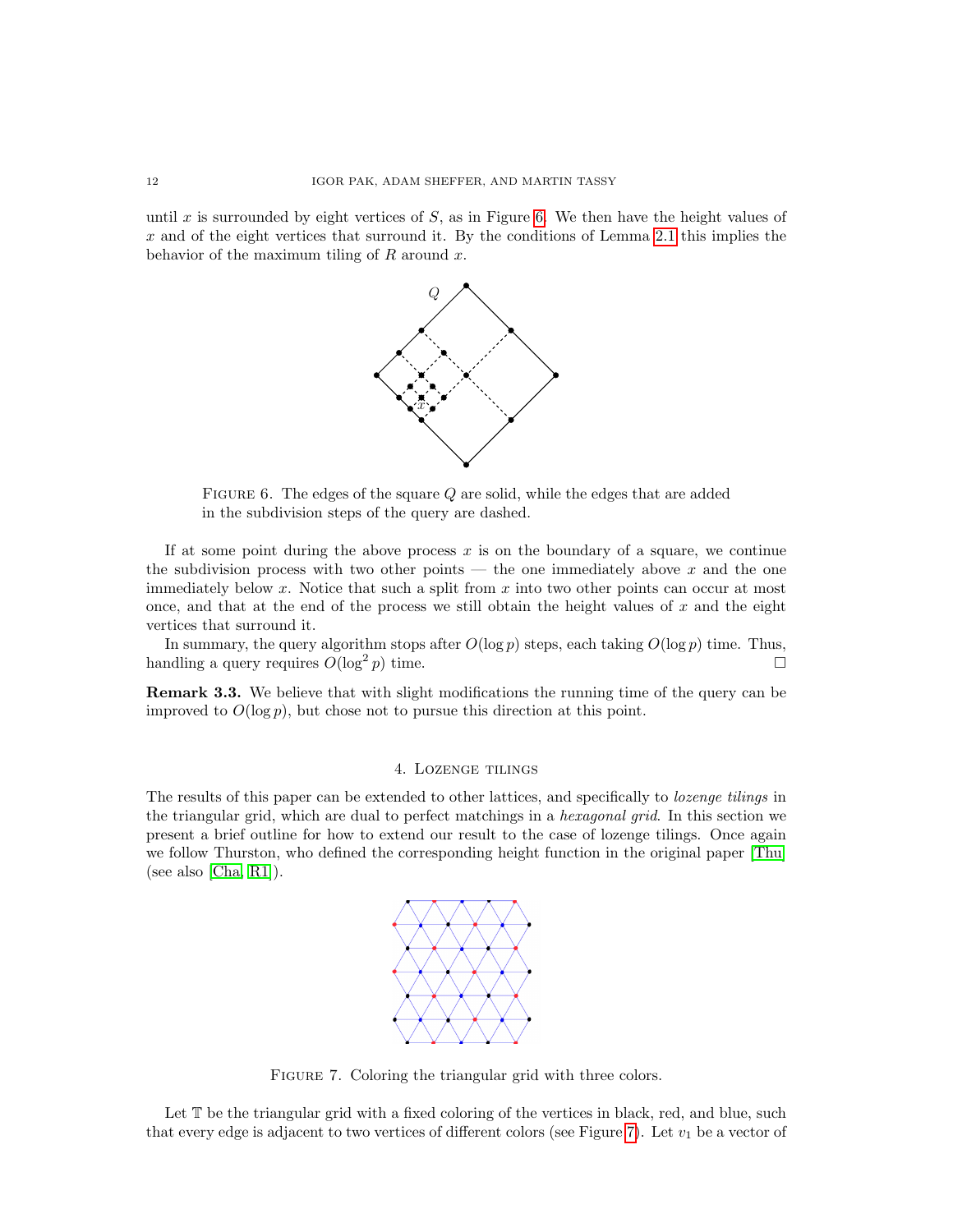until $x$ is surrounded by eight vertices of $S$, as in Figure 6. We then have the height values of $x$ and of the eight vertices that surround it. By the conditions of Lemma 2.1 this implies the behavior of the maximum tiling of $R$ around $x$.

FIGURE 6. The edges of the square $Q$ are solid, while the edges that are added in the subdivision steps of the query are dashed.

If at some point during the above process $x$ is on the boundary of a square, we continue the subdivision process with two other points — the one immediately above $x$ and the one immediately below $x$. Notice that such a split from $x$ into two other points can occur at most once, and that at the end of the process we still obtain the height values of $x$ and the eight vertices that surround it.

In summary, the query algorithm stops after $O(\log p)$ steps, each taking $O(\log p)$ time. Thus, handling a query requires $O(\log^2 p)$ time. □

**Remark 3.3.** We believe that with slight modifications the running time of the query can be improved to $O(\log p)$, but chose not to pursue this direction at this point.

## 4. Lozenge tilings

The results of this paper can be extended to other lattices, and specifically to *lozenge tilings* in the triangular grid, which are dual to perfect matchings in a *hexagonal grid*. In this section we present a brief outline for how to extend our result to the case of lozenge tilings. Once again we follow Thurston, who defined the corresponding height function in the original paper [Thu] (see also [Cha, R1]).

FIGURE 7. Coloring the triangular grid with three colors.

Let $\mathbb{T}$ be the triangular grid with a fixed coloring of the vertices in black, red, and blue, such that every edge is adjacent to two vertices of different colors (see Figure 7). Let $v_1$ be a vector of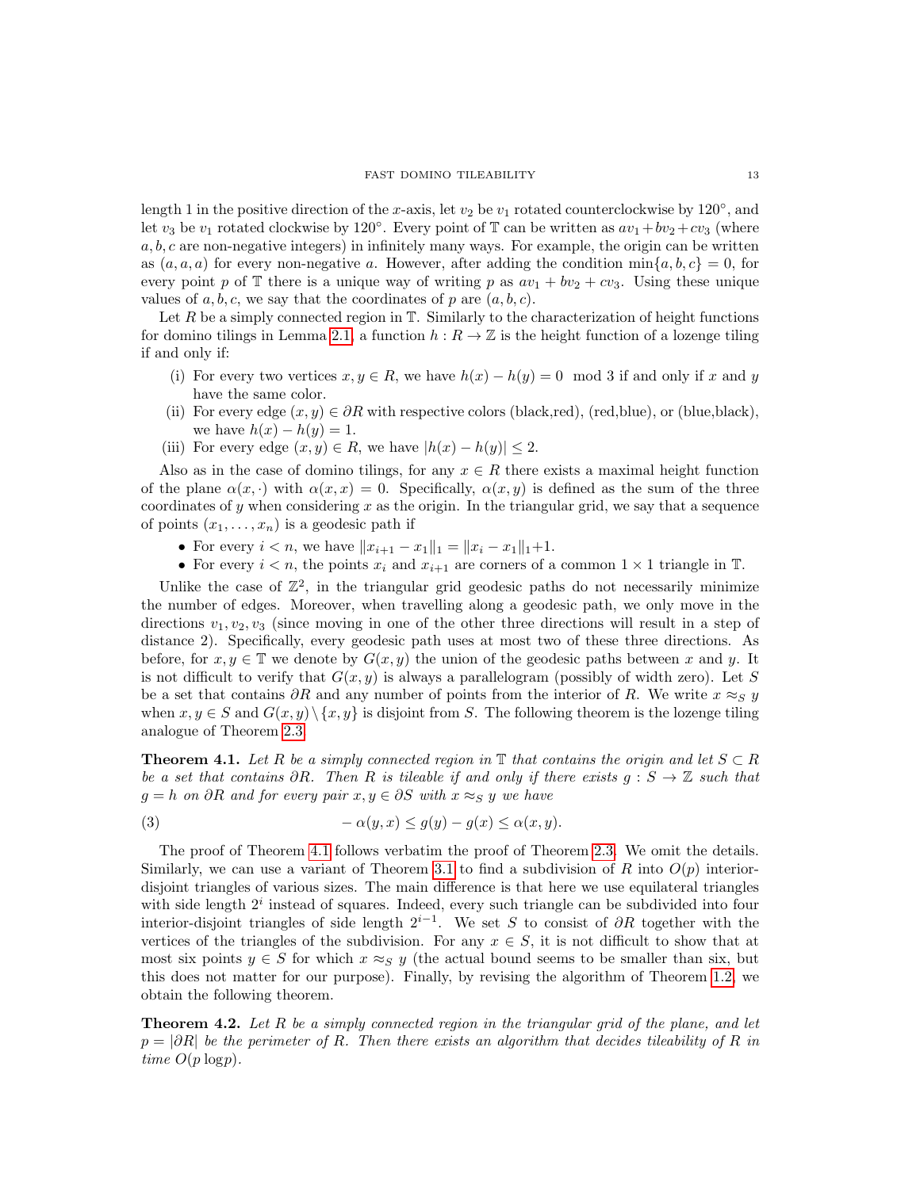length 1 in the positive direction of the $x$-axis, let $v_2$ be $v_1$ rotated counterclockwise by $120^\circ$, and let $v_3$ be $v_1$ rotated clockwise by $120^\circ$. Every point of $\mathbb{T}$ can be written as $av_1 + bv_2 + cv_3$ (where $a, b, c$ are non-negative integers) in infinitely many ways. For example, the origin can be written as $(a, a, a)$ for every non-negative $a$. However, after adding the condition $\min\{a, b, c\} = 0$, for every point $p$ of $\mathbb{T}$ there is a unique way of writing $p$ as $av_1 + bv_2 + cv_3$. Using these unique values of $a, b, c$, we say that the coordinates of $p$ are $(a, b, c)$.

Let $R$ be a simply connected region in $\mathbb{T}$. Similarly to the characterization of height functions for domino tilings in Lemma 2.1, a function $h : R \to \mathbb{Z}$ is the height function of a lozenge tiling if and only if:

(i) For every two vertices $x, y \in R$, we have $h(x) - h(y) = 0 \mod 3$ if and only if $x$ and $y$ have the same color.
(ii) For every edge $(x, y) \in \partial R$ with respective colors (black,red), (red,blue), or (blue,black), we have $h(x) - h(y) = 1$.
(iii) For every edge $(x, y) \in R$, we have $|h(x) - h(y)| \leq 2$.

Also as in the case of domino tilings, for any $x \in R$ there exists a maximal height function of the plane $\alpha(x, \cdot)$ with $\alpha(x, x) = 0$. Specifically, $\alpha(x, y)$ is defined as the sum of the three coordinates of $y$ when considering $x$ as the origin. In the triangular grid, we say that a sequence of points $(x_1, \ldots, x_n)$ is a geodesic path if

- For every $i < n$, we have $\|x_{i+1} - x_1\|_1 = \|x_i - x_1\|_1 + 1$.
- For every $i < n$, the points $x_i$ and $x_{i+1}$ are corners of a common $1 \times 1$ triangle in $\mathbb{T}$.

Unlike the case of $\mathbb{Z}^2$, in the triangular grid geodesic paths do not necessarily minimize the number of edges. Moreover, when travelling along a geodesic path, we only move in the directions $v_1, v_2, v_3$ (since moving in one of the other three directions will result in a step of distance 2). Specifically, every geodesic path uses at most two of these three directions. As before, for $x, y \in \mathbb{T}$ we denote by $G(x, y)$ the union of the geodesic paths between $x$ and $y$. It is not difficult to verify that $G(x, y)$ is always a parallelogram (possibly of width zero). Let $S$ be a set that contains $\partial R$ and any number of points from the interior of $R$. We write $x \approx_S y$ when $x, y \in S$ and $G(x, y) \setminus \{x, y\}$ is disjoint from $S$. The following theorem is the lozenge tiling analogue of Theorem 2.3.

**Theorem 4.1.** *Let $R$ be a simply connected region in $\mathbb{T}$ that contains the origin and let $S \subset R$ be a set that contains $\partial R$. Then $R$ is tileable if and only if there exists $g : S \to \mathbb{Z}$ such that $g = h$ on $\partial R$ and for every pair $x, y \in \partial S$ with $x \approx_S y$ we have*

$$-\alpha(y, x) \leq g(y) - g(x) \leq \alpha(x, y). \tag{3}$$

The proof of Theorem 4.1 follows verbatim the proof of Theorem 2.3. We omit the details. Similarly, we can use a variant of Theorem 3.1 to find a subdivision of $R$ into $O(p)$ interior-disjoint triangles of various sizes. The main difference is that here we use equilateral triangles with side length $2^i$ instead of squares. Indeed, every such triangle can be subdivided into four interior-disjoint triangles of side length $2^{i-1}$. We set $S$ to consist of $\partial R$ together with the vertices of the triangles of the subdivision. For any $x \in S$, it is not difficult to show that at most six points $y \in S$ for which $x \approx_S y$ (the actual bound seems to be smaller than six, but this does not matter for our purpose). Finally, by revising the algorithm of Theorem 1.2, we obtain the following theorem.

**Theorem 4.2.** *Let $R$ be a simply connected region in the triangular grid of the plane, and let $p = |\partial R|$ be the perimeter of $R$. Then there exists an algorithm that decides tileability of $R$ in time $O(p \log p)$.*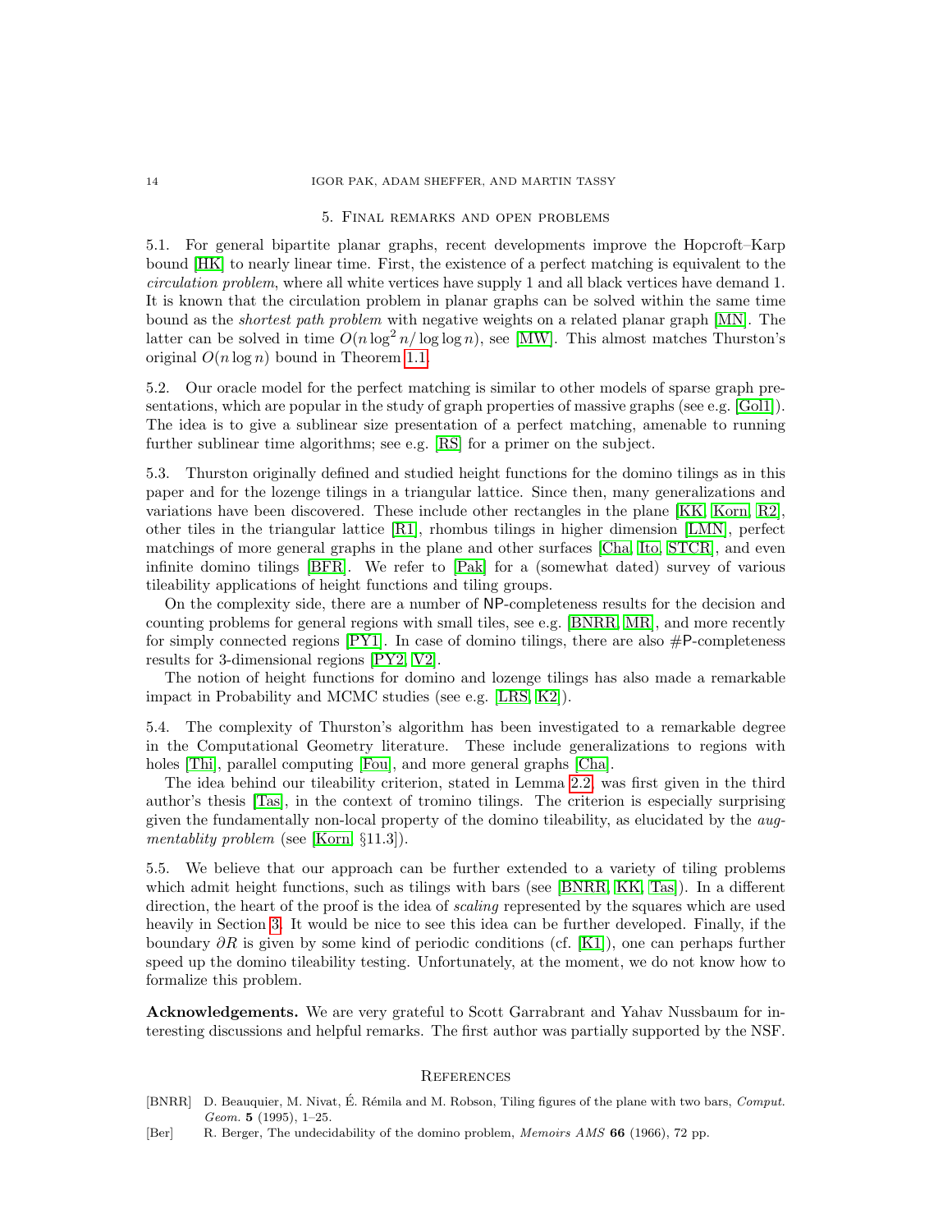## 5. Final remarks and open problems

5.1. For general bipartite planar graphs, recent developments improve the Hopcroft–Karp bound [HK] to nearly linear time. First, the existence of a perfect matching is equivalent to the *circulation problem*, where all white vertices have supply 1 and all black vertices have demand 1. It is known that the circulation problem in planar graphs can be solved within the same time bound as the *shortest path problem* with negative weights on a related planar graph [MN]. The latter can be solved in time $O(n \log^2 n / \log \log n)$, see [MW]. This almost matches Thurston's original $O(n \log n)$ bound in Theorem 1.1.

5.2. Our oracle model for the perfect matching is similar to other models of sparse graph presentations, which are popular in the study of graph properties of massive graphs (see e.g. [Gol1]). The idea is to give a sublinear size presentation of a perfect matching, amenable to running further sublinear time algorithms; see e.g. [RS] for a primer on the subject.

5.3. Thurston originally defined and studied height functions for the domino tilings as in this paper and for the lozenge tilings in a triangular lattice. Since then, many generalizations and variations have been discovered. These include other rectangles in the plane [KK, Korn, R2], other tiles in the triangular lattice [R1], rhombus tilings in higher dimension [LMN], perfect matchings of more general graphs in the plane and other surfaces [Cha, Ito, STCR], and even infinite domino tilings [BFR]. We refer to [Pak] for a (somewhat dated) survey of various tileability applications of height functions and tiling groups.

On the complexity side, there are a number of NP-completeness results for the decision and counting problems for general regions with small tiles, see e.g. [BNRR, MR], and more recently for simply connected regions [PY1]. In case of domino tilings, there are also #P-completeness results for 3-dimensional regions [PY2, V2].

The notion of height functions for domino and lozenge tilings has also made a remarkable impact in Probability and MCMC studies (see e.g. [LRS, K2]).

5.4. The complexity of Thurston's algorithm has been investigated to a remarkable degree in the Computational Geometry literature. These include generalizations to regions with holes [Thi], parallel computing [Fou], and more general graphs [Cha].

The idea behind our tileability criterion, stated in Lemma 2.2, was first given in the third author's thesis [Tas], in the context of tromino tilings. The criterion is especially surprising given the fundamentally non-local property of the domino tileability, as elucidated by the *augmentablity problem* (see [Korn, §11.3]).

5.5. We believe that our approach can be further extended to a variety of tiling problems which admit height functions, such as tilings with bars (see [BNRR, KK, Tas]). In a different direction, the heart of the proof is the idea of *scaling* represented by the squares which are used heavily in Section 3. It would be nice to see this idea can be further developed. Finally, if the boundary $\partial R$ is given by some kind of periodic conditions (cf. [K1]), one can perhaps further speed up the domino tileability testing. Unfortunately, at the moment, we do not know how to formalize this problem.

**Acknowledgements.** We are very grateful to Scott Garrabrant and Yahav Nussbaum for interesting discussions and helpful remarks. The first author was partially supported by the NSF.

## References

[BNRR] D. Beauquier, M. Nivat, É. Rémila and M. Robson, Tiling figures of the plane with two bars, *Comput. Geom.* **5** (1995), 1–25.

[Ber] R. Berger, The undecidability of the domino problem, *Memoirs AMS* **66** (1966), 72 pp.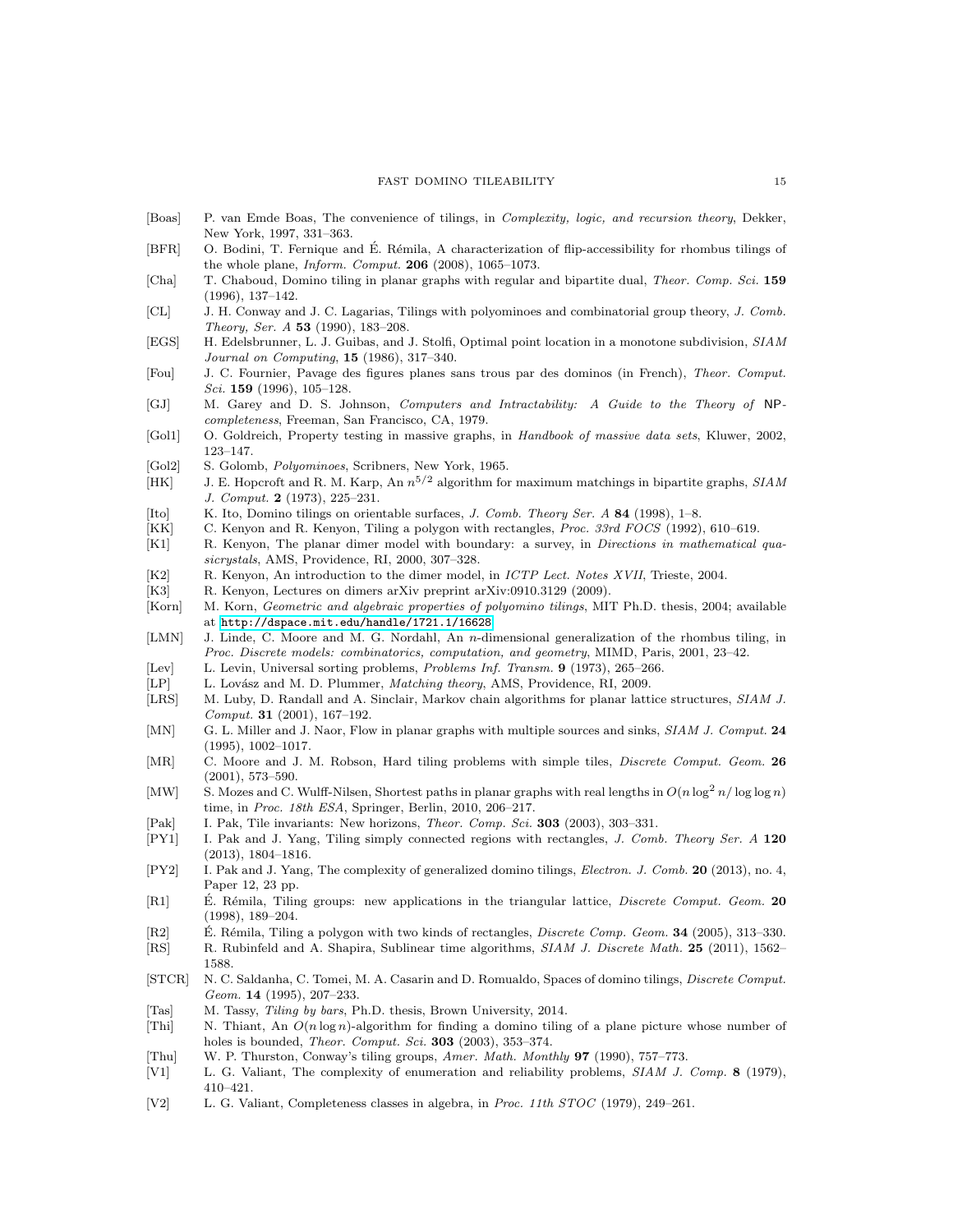[Boas] P. van Emde Boas, The convenience of tilings, in *Complexity, logic, and recursion theory*, Dekker, New York, 1997, 331–363.

[BFR] O. Bodini, T. Fernique and É. Rémila, A characterization of flip-accessibility for rhombus tilings of the whole plane, *Inform. Comput.* **206** (2008), 1065–1073.

[Cha] T. Chaboud, Domino tiling in planar graphs with regular and bipartite dual, *Theor. Comp. Sci.* **159** (1996), 137–142.

[CL] J. H. Conway and J. C. Lagarias, Tilings with polyominoes and combinatorial group theory, *J. Comb. Theory, Ser. A* **53** (1990), 183–208.

[EGS] H. Edelsbrunner, L. J. Guibas, and J. Stolfi, Optimal point location in a monotone subdivision, *SIAM Journal on Computing*, **15** (1986), 317–340.

[Fou] J. C. Fournier, Pavage des figures planes sans trous par des dominos (in French), *Theor. Comput. Sci.* **159** (1996), 105–128.

[GJ] M. Garey and D. S. Johnson, *Computers and Intractability: A Guide to the Theory of* NP*-completeness*, Freeman, San Francisco, CA, 1979.

[Gol1] O. Goldreich, Property testing in massive graphs, in *Handbook of massive data sets*, Kluwer, 2002, 123–147.

[Gol2] S. Golomb, *Polyominoes*, Scribners, New York, 1965.

[HK] J. E. Hopcroft and R. M. Karp, An $n^{5/2}$ algorithm for maximum matchings in bipartite graphs, *SIAM J. Comput.* **2** (1973), 225–231.

[Ito] K. Ito, Domino tilings on orientable surfaces, *J. Comb. Theory Ser. A* **84** (1998), 1–8.

[KK] C. Kenyon and R. Kenyon, Tiling a polygon with rectangles, *Proc. 33rd FOCS* (1992), 610–619.

[K1] R. Kenyon, The planar dimer model with boundary: a survey, in *Directions in mathematical quasicrystals*, AMS, Providence, RI, 2000, 307–328.

[K2] R. Kenyon, An introduction to the dimer model, in *ICTP Lect. Notes XVII*, Trieste, 2004.

[K3] R. Kenyon, Lectures on dimers arXiv preprint arXiv:0910.3129 (2009).

[Korn] M. Korn, *Geometric and algebraic properties of polyomino tilings*, MIT Ph.D. thesis, 2004; available at http://dspace.mit.edu/handle/1721.1/16628

[LMN] J. Linde, C. Moore and M. G. Nordahl, An $n$-dimensional generalization of the rhombus tiling, in *Proc. Discrete models: combinatorics, computation, and geometry*, MIMD, Paris, 2001, 23–42.

[Lev] L. Levin, Universal sorting problems, *Problems Inf. Transm.* **9** (1973), 265–266.

[LP] L. Lovász and M. D. Plummer, *Matching theory*, AMS, Providence, RI, 2009.

[LRS] M. Luby, D. Randall and A. Sinclair, Markov chain algorithms for planar lattice structures, *SIAM J. Comput.* **31** (2001), 167–192.

[MN] G. L. Miller and J. Naor, Flow in planar graphs with multiple sources and sinks, *SIAM J. Comput.* **24** (1995), 1002–1017.

[MR] C. Moore and J. M. Robson, Hard tiling problems with simple tiles, *Discrete Comput. Geom.* **26** (2001), 573–590.

[MW] S. Mozes and C. Wulff-Nilsen, Shortest paths in planar graphs with real lengths in $O(n \log^2 n / \log\log n)$ time, in *Proc. 18th ESA*, Springer, Berlin, 2010, 206–217.

[Pak] I. Pak, Tile invariants: New horizons, *Theor. Comp. Sci.* **303** (2003), 303–331.

[PY1] I. Pak and J. Yang, Tiling simply connected regions with rectangles, *J. Comb. Theory Ser. A* **120** (2013), 1804–1816.

[PY2] I. Pak and J. Yang, The complexity of generalized domino tilings, *Electron. J. Comb.* **20** (2013), no. 4, Paper 12, 23 pp.

[R1] É. Rémila, Tiling groups: new applications in the triangular lattice, *Discrete Comput. Geom.* **20** (1998), 189–204.

[R2] É. Rémila, Tiling a polygon with two kinds of rectangles, *Discrete Comp. Geom.* **34** (2005), 313–330.

[RS] R. Rubinfeld and A. Shapira, Sublinear time algorithms, *SIAM J. Discrete Math.* **25** (2011), 1562–1588.

[STCR] N. C. Saldanha, C. Tomei, M. A. Casarin and D. Romualdo, Spaces of domino tilings, *Discrete Comput. Geom.* **14** (1995), 207–233.

[Tas] M. Tassy, *Tiling by bars*, Ph.D. thesis, Brown University, 2014.

[Thi] N. Thiant, An $O(n \log n)$-algorithm for finding a domino tiling of a plane picture whose number of holes is bounded, *Theor. Comput. Sci.* **303** (2003), 353–374.

[Thu] W. P. Thurston, Conway's tiling groups, *Amer. Math. Monthly* **97** (1990), 757–773.

[V1] L. G. Valiant, The complexity of enumeration and reliability problems, *SIAM J. Comp.* **8** (1979), 410–421.

[V2] L. G. Valiant, Completeness classes in algebra, in *Proc. 11th STOC* (1979), 249–261.